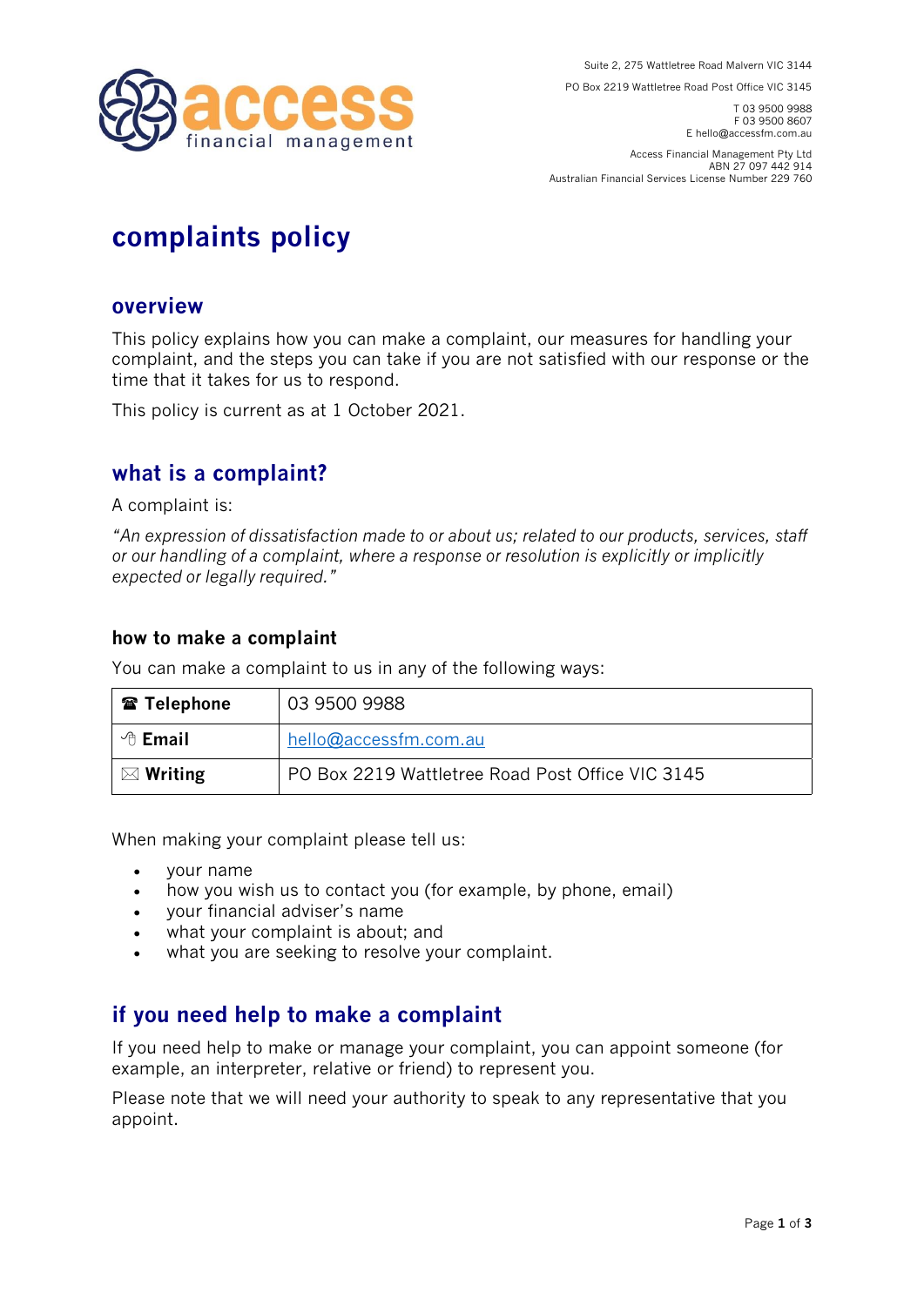access financial management

Suite 2, 275 Wattletree Road Malvern VIC 3144

PO Box 2219 Wattletree Road Post Office VIC 3145

T 03 9500 9988
F 03 9500 8607
E hello@accessfm.com.au

Access Financial Management Pty Ltd
ABN 27 097 442 914
Australian Financial Services License Number 229 760

# complaints policy

## overview

This policy explains how you can make a complaint, our measures for handling your complaint, and the steps you can take if you are not satisfied with our response or the time that it takes for us to respond.

This policy is current as at 1 October 2021.

## what is a complaint?

A complaint is:

*"An expression of dissatisfaction made to or about us; related to our products, services, staff or our handling of a complaint, where a response or resolution is explicitly or implicitly expected or legally required."*

### how to make a complaint

You can make a complaint to us in any of the following ways:

| | |
|---|---|
| ☎ **Telephone** | 03 9500 9988 |
| **Email** | hello@accessfm.com.au |
| ✉ **Writing** | PO Box 2219 Wattletree Road Post Office VIC 3145 |

When making your complaint please tell us:

- your name
- how you wish us to contact you (for example, by phone, email)
- your financial adviser's name
- what your complaint is about; and
- what you are seeking to resolve your complaint.

## if you need help to make a complaint

If you need help to make or manage your complaint, you can appoint someone (for example, an interpreter, relative or friend) to represent you.

Please note that we will need your authority to speak to any representative that you appoint.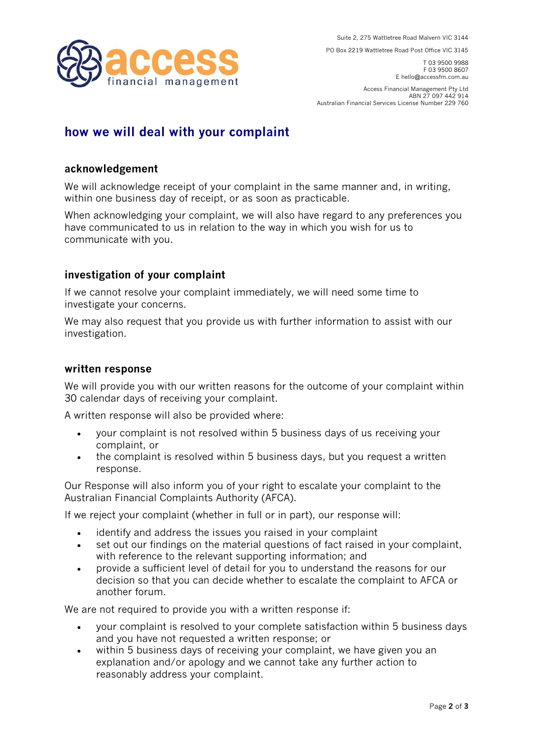Suite 2, 275 Wattletree Road Malvern VIC 3144

PO Box 2219 Wattletree Road Post Office VIC 3145

T 03 9500 9988
F 03 9500 8607
E hello@accessfm.com.au

Access Financial Management Pty Ltd
ABN 27 097 442 914
Australian Financial Services License Number 229 760

# how we will deal with your complaint

## acknowledgement

We will acknowledge receipt of your complaint in the same manner and, in writing, within one business day of receipt, or as soon as practicable.

When acknowledging your complaint, we will also have regard to any preferences you have communicated to us in relation to the way in which you wish for us to communicate with you.

## investigation of your complaint

If we cannot resolve your complaint immediately, we will need some time to investigate your concerns.

We may also request that you provide us with further information to assist with our investigation.

## written response

We will provide you with our written reasons for the outcome of your complaint within 30 calendar days of receiving your complaint.

A written response will also be provided where:

- your complaint is not resolved within 5 business days of us receiving your complaint, or
- the complaint is resolved within 5 business days, but you request a written response.

Our Response will also inform you of your right to escalate your complaint to the Australian Financial Complaints Authority (AFCA).

If we reject your complaint (whether in full or in part), our response will:

- identify and address the issues you raised in your complaint
- set out our findings on the material questions of fact raised in your complaint, with reference to the relevant supporting information; and
- provide a sufficient level of detail for you to understand the reasons for our decision so that you can decide whether to escalate the complaint to AFCA or another forum.

We are not required to provide you with a written response if:

- your complaint is resolved to your complete satisfaction within 5 business days and you have not requested a written response; or
- within 5 business days of receiving your complaint, we have given you an explanation and/or apology and we cannot take any further action to reasonably address your complaint.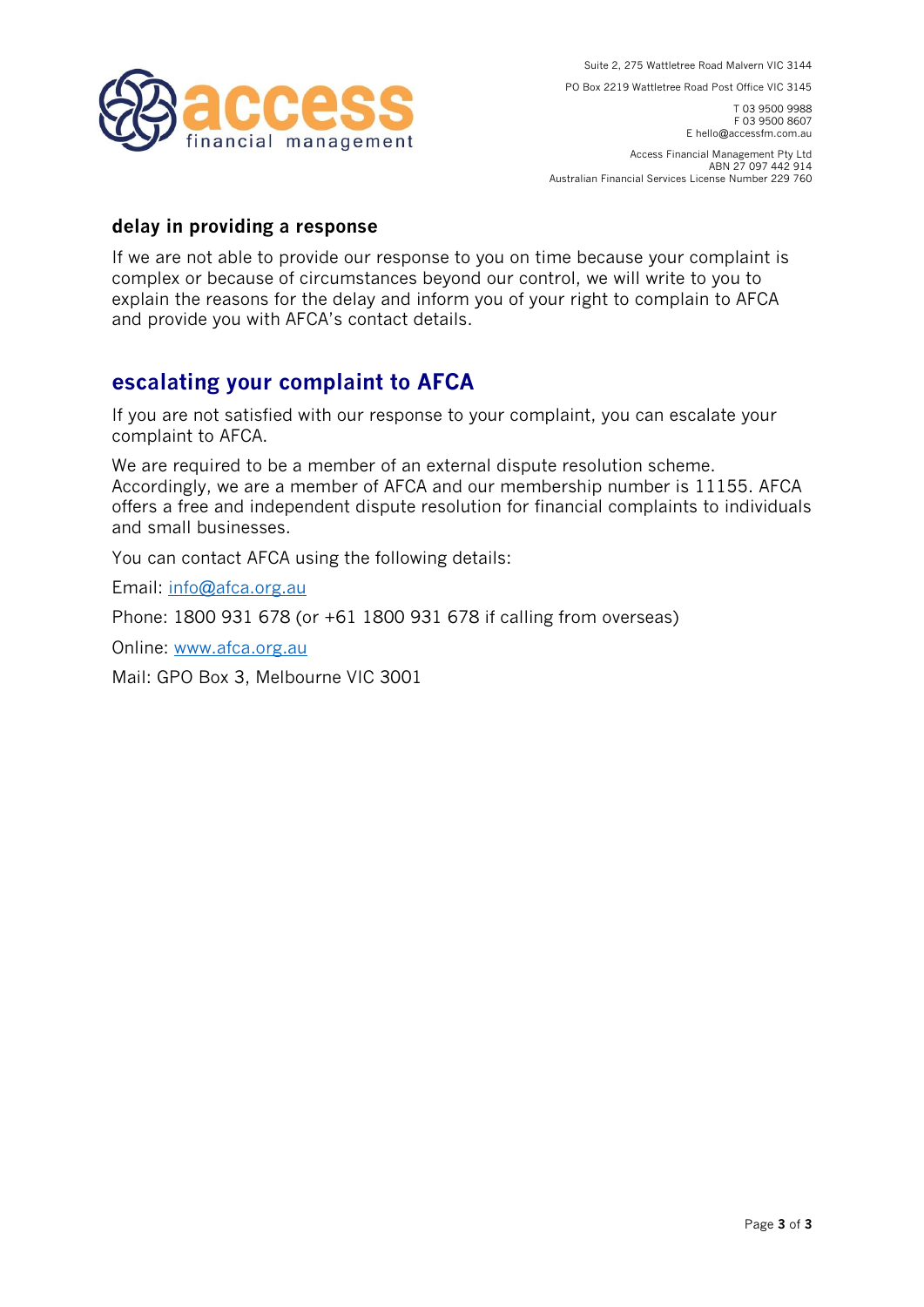### delay in providing a response

If we are not able to provide our response to you on time because your complaint is complex or because of circumstances beyond our control, we will write to you to explain the reasons for the delay and inform you of your right to complain to AFCA and provide you with AFCA's contact details.

## escalating your complaint to AFCA

If you are not satisfied with our response to your complaint, you can escalate your complaint to AFCA.

We are required to be a member of an external dispute resolution scheme. Accordingly, we are a member of AFCA and our membership number is 11155. AFCA offers a free and independent dispute resolution for financial complaints to individuals and small businesses.

You can contact AFCA using the following details:

Email: info@afca.org.au

Phone: 1800 931 678 (or +61 1800 931 678 if calling from overseas)

Online: www.afca.org.au

Mail: GPO Box 3, Melbourne VIC 3001